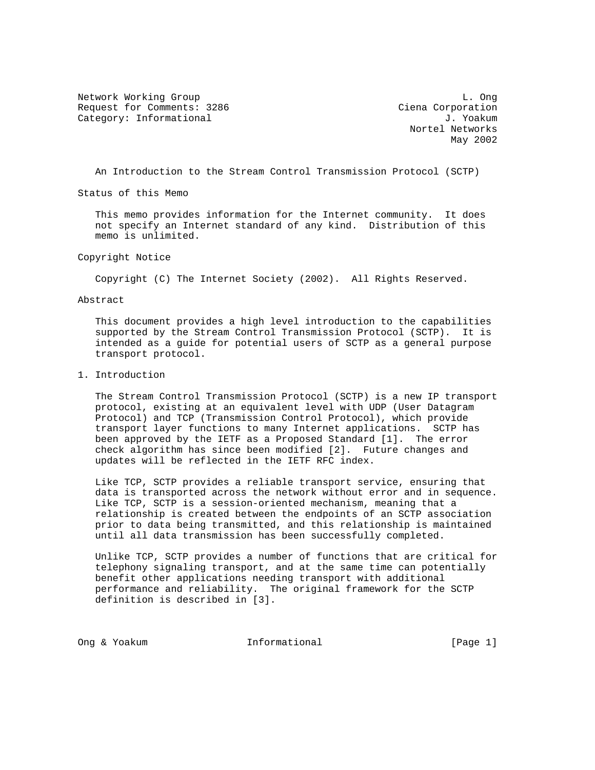Network Working Group L. Ong
Request for Comments: 3286 Ciena Corporation
Category: Informational J. Yoakum
Nortel Networks
May 2002

# An Introduction to the Stream Control Transmission Protocol (SCTP)

## Status of this Memo

This memo provides information for the Internet community. It does not specify an Internet standard of any kind. Distribution of this memo is unlimited.

## Copyright Notice

Copyright (C) The Internet Society (2002). All Rights Reserved.

## Abstract

This document provides a high level introduction to the capabilities supported by the Stream Control Transmission Protocol (SCTP). It is intended as a guide for potential users of SCTP as a general purpose transport protocol.

## 1. Introduction

The Stream Control Transmission Protocol (SCTP) is a new IP transport protocol, existing at an equivalent level with UDP (User Datagram Protocol) and TCP (Transmission Control Protocol), which provide transport layer functions to many Internet applications. SCTP has been approved by the IETF as a Proposed Standard [1]. The error check algorithm has since been modified [2]. Future changes and updates will be reflected in the IETF RFC index.

Like TCP, SCTP provides a reliable transport service, ensuring that data is transported across the network without error and in sequence. Like TCP, SCTP is a session-oriented mechanism, meaning that a relationship is created between the endpoints of an SCTP association prior to data being transmitted, and this relationship is maintained until all data transmission has been successfully completed.

Unlike TCP, SCTP provides a number of functions that are critical for telephony signaling transport, and at the same time can potentially benefit other applications needing transport with additional performance and reliability. The original framework for the SCTP definition is described in [3].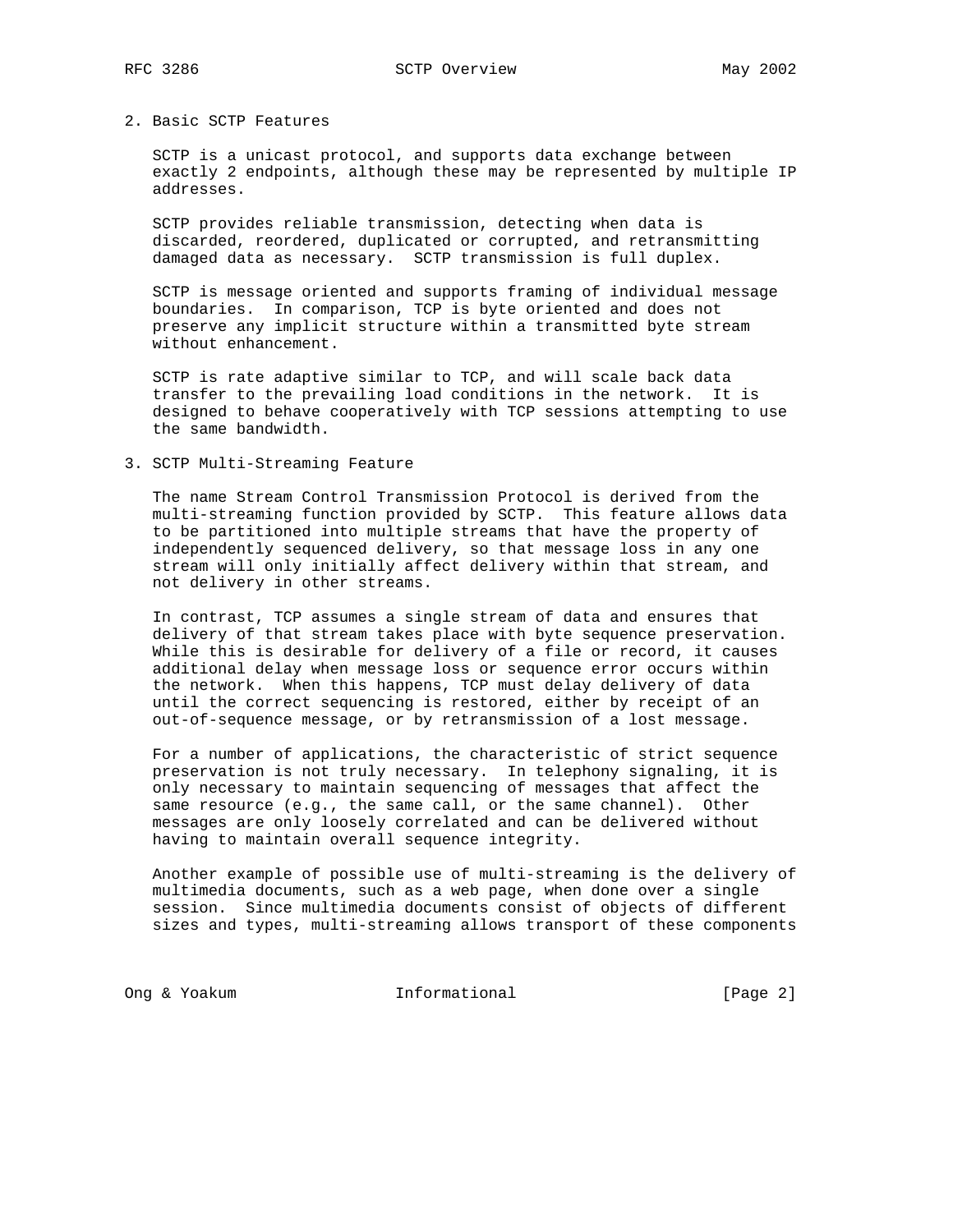## 2. Basic SCTP Features

SCTP is a unicast protocol, and supports data exchange between exactly 2 endpoints, although these may be represented by multiple IP addresses.

SCTP provides reliable transmission, detecting when data is discarded, reordered, duplicated or corrupted, and retransmitting damaged data as necessary. SCTP transmission is full duplex.

SCTP is message oriented and supports framing of individual message boundaries. In comparison, TCP is byte oriented and does not preserve any implicit structure within a transmitted byte stream without enhancement.

SCTP is rate adaptive similar to TCP, and will scale back data transfer to the prevailing load conditions in the network. It is designed to behave cooperatively with TCP sessions attempting to use the same bandwidth.

## 3. SCTP Multi-Streaming Feature

The name Stream Control Transmission Protocol is derived from the multi-streaming function provided by SCTP. This feature allows data to be partitioned into multiple streams that have the property of independently sequenced delivery, so that message loss in any one stream will only initially affect delivery within that stream, and not delivery in other streams.

In contrast, TCP assumes a single stream of data and ensures that delivery of that stream takes place with byte sequence preservation. While this is desirable for delivery of a file or record, it causes additional delay when message loss or sequence error occurs within the network. When this happens, TCP must delay delivery of data until the correct sequencing is restored, either by receipt of an out-of-sequence message, or by retransmission of a lost message.

For a number of applications, the characteristic of strict sequence preservation is not truly necessary. In telephony signaling, it is only necessary to maintain sequencing of messages that affect the same resource (e.g., the same call, or the same channel). Other messages are only loosely correlated and can be delivered without having to maintain overall sequence integrity.

Another example of possible use of multi-streaming is the delivery of multimedia documents, such as a web page, when done over a single session. Since multimedia documents consist of objects of different sizes and types, multi-streaming allows transport of these components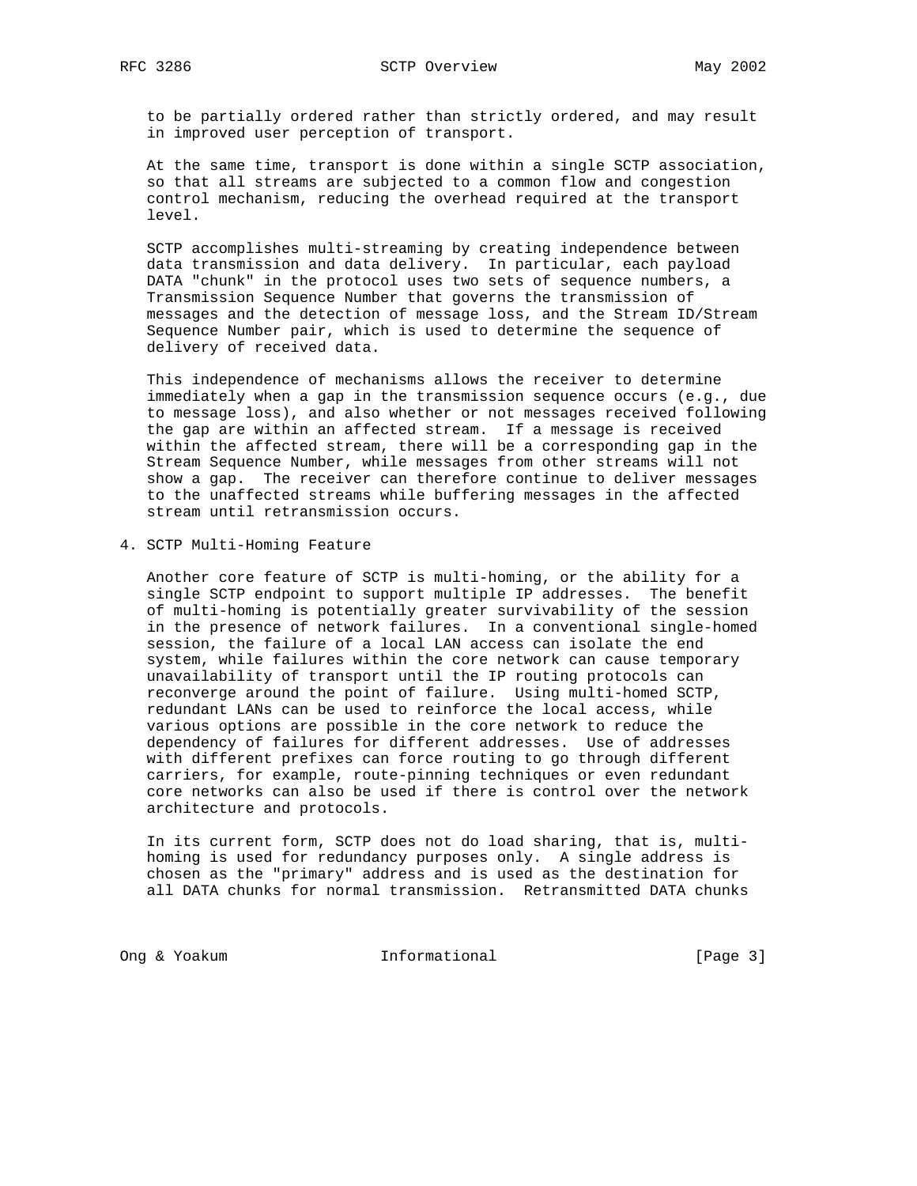to be partially ordered rather than strictly ordered, and may result in improved user perception of transport.

At the same time, transport is done within a single SCTP association, so that all streams are subjected to a common flow and congestion control mechanism, reducing the overhead required at the transport level.

SCTP accomplishes multi-streaming by creating independence between data transmission and data delivery. In particular, each payload DATA "chunk" in the protocol uses two sets of sequence numbers, a Transmission Sequence Number that governs the transmission of messages and the detection of message loss, and the Stream ID/Stream Sequence Number pair, which is used to determine the sequence of delivery of received data.

This independence of mechanisms allows the receiver to determine immediately when a gap in the transmission sequence occurs (e.g., due to message loss), and also whether or not messages received following the gap are within an affected stream. If a message is received within the affected stream, there will be a corresponding gap in the Stream Sequence Number, while messages from other streams will not show a gap. The receiver can therefore continue to deliver messages to the unaffected streams while buffering messages in the affected stream until retransmission occurs.

## 4. SCTP Multi-Homing Feature

Another core feature of SCTP is multi-homing, or the ability for a single SCTP endpoint to support multiple IP addresses. The benefit of multi-homing is potentially greater survivability of the session in the presence of network failures. In a conventional single-homed session, the failure of a local LAN access can isolate the end system, while failures within the core network can cause temporary unavailability of transport until the IP routing protocols can reconverge around the point of failure. Using multi-homed SCTP, redundant LANs can be used to reinforce the local access, while various options are possible in the core network to reduce the dependency of failures for different addresses. Use of addresses with different prefixes can force routing to go through different carriers, for example, route-pinning techniques or even redundant core networks can also be used if there is control over the network architecture and protocols.

In its current form, SCTP does not do load sharing, that is, multi-homing is used for redundancy purposes only. A single address is chosen as the "primary" address and is used as the destination for all DATA chunks for normal transmission. Retransmitted DATA chunks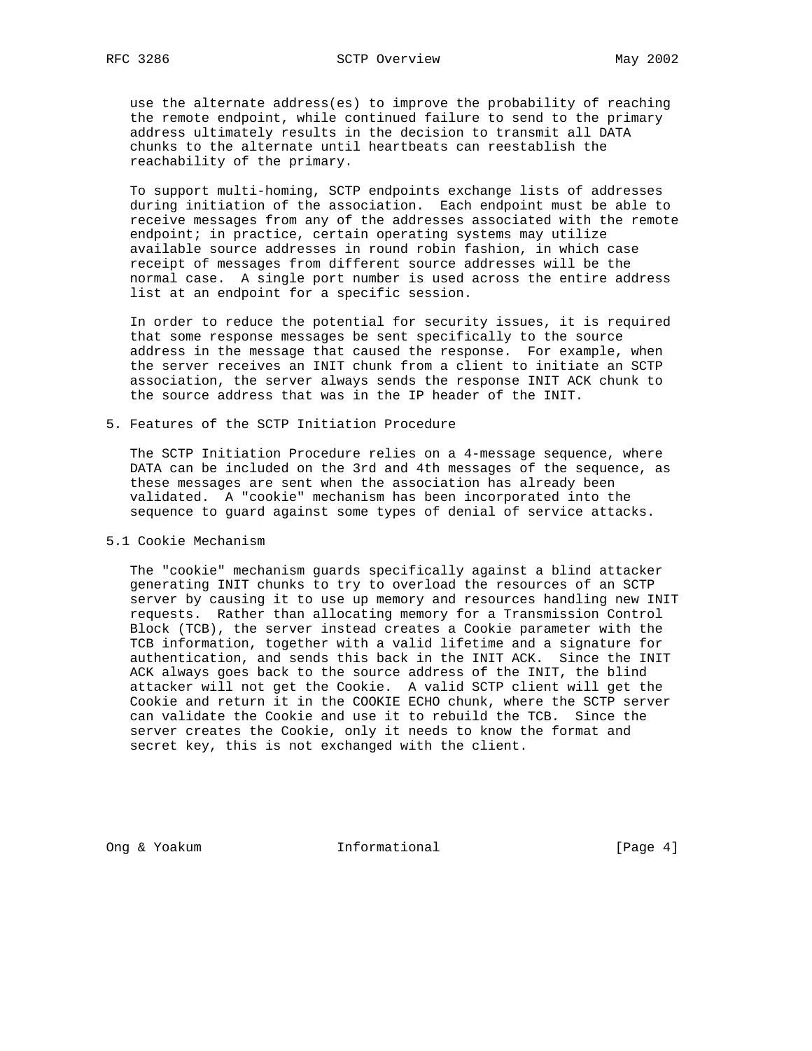use the alternate address(es) to improve the probability of reaching the remote endpoint, while continued failure to send to the primary address ultimately results in the decision to transmit all DATA chunks to the alternate until heartbeats can reestablish the reachability of the primary.

To support multi-homing, SCTP endpoints exchange lists of addresses during initiation of the association. Each endpoint must be able to receive messages from any of the addresses associated with the remote endpoint; in practice, certain operating systems may utilize available source addresses in round robin fashion, in which case receipt of messages from different source addresses will be the normal case. A single port number is used across the entire address list at an endpoint for a specific session.

In order to reduce the potential for security issues, it is required that some response messages be sent specifically to the source address in the message that caused the response. For example, when the server receives an INIT chunk from a client to initiate an SCTP association, the server always sends the response INIT ACK chunk to the source address that was in the IP header of the INIT.

## 5. Features of the SCTP Initiation Procedure

The SCTP Initiation Procedure relies on a 4-message sequence, where DATA can be included on the 3rd and 4th messages of the sequence, as these messages are sent when the association has already been validated. A "cookie" mechanism has been incorporated into the sequence to guard against some types of denial of service attacks.

### 5.1 Cookie Mechanism

The "cookie" mechanism guards specifically against a blind attacker generating INIT chunks to try to overload the resources of an SCTP server by causing it to use up memory and resources handling new INIT requests. Rather than allocating memory for a Transmission Control Block (TCB), the server instead creates a Cookie parameter with the TCB information, together with a valid lifetime and a signature for authentication, and sends this back in the INIT ACK. Since the INIT ACK always goes back to the source address of the INIT, the blind attacker will not get the Cookie. A valid SCTP client will get the Cookie and return it in the COOKIE ECHO chunk, where the SCTP server can validate the Cookie and use it to rebuild the TCB. Since the server creates the Cookie, only it needs to know the format and secret key, this is not exchanged with the client.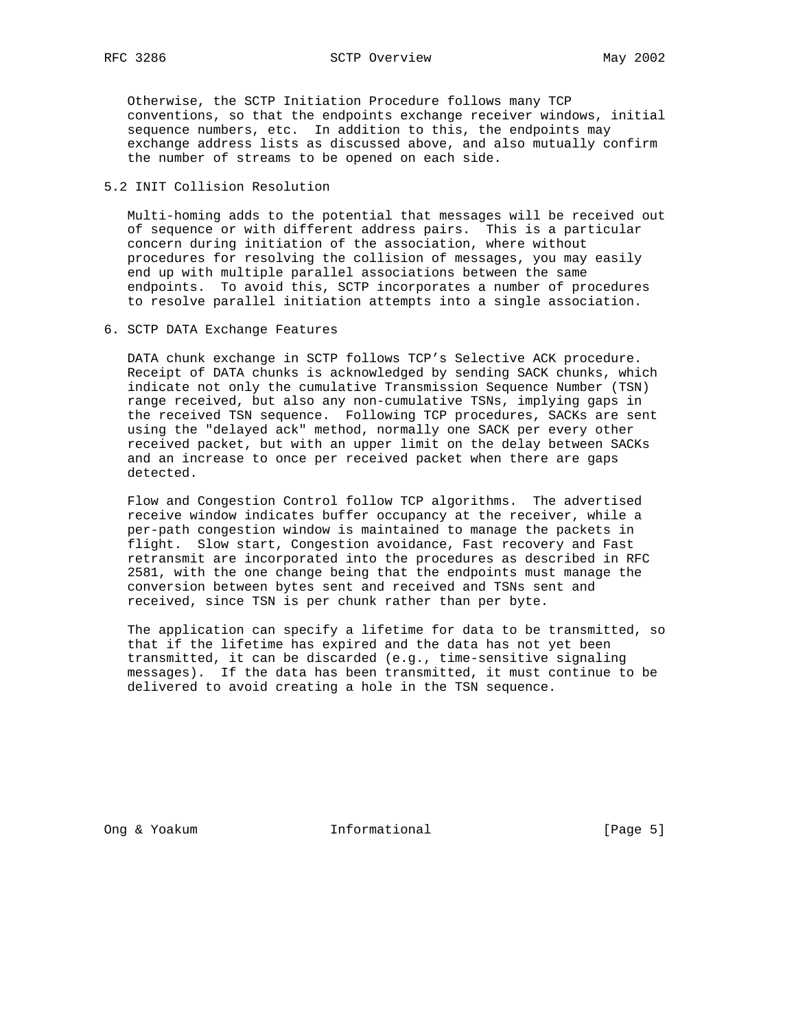Otherwise, the SCTP Initiation Procedure follows many TCP conventions, so that the endpoints exchange receiver windows, initial sequence numbers, etc. In addition to this, the endpoints may exchange address lists as discussed above, and also mutually confirm the number of streams to be opened on each side.

## 5.2 INIT Collision Resolution

Multi-homing adds to the potential that messages will be received out of sequence or with different address pairs. This is a particular concern during initiation of the association, where without procedures for resolving the collision of messages, you may easily end up with multiple parallel associations between the same endpoints. To avoid this, SCTP incorporates a number of procedures to resolve parallel initiation attempts into a single association.

# 6. SCTP DATA Exchange Features

DATA chunk exchange in SCTP follows TCP's Selective ACK procedure. Receipt of DATA chunks is acknowledged by sending SACK chunks, which indicate not only the cumulative Transmission Sequence Number (TSN) range received, but also any non-cumulative TSNs, implying gaps in the received TSN sequence. Following TCP procedures, SACKs are sent using the "delayed ack" method, normally one SACK per every other received packet, but with an upper limit on the delay between SACKs and an increase to once per received packet when there are gaps detected.

Flow and Congestion Control follow TCP algorithms. The advertised receive window indicates buffer occupancy at the receiver, while a per-path congestion window is maintained to manage the packets in flight. Slow start, Congestion avoidance, Fast recovery and Fast retransmit are incorporated into the procedures as described in RFC 2581, with the one change being that the endpoints must manage the conversion between bytes sent and received and TSNs sent and received, since TSN is per chunk rather than per byte.

The application can specify a lifetime for data to be transmitted, so that if the lifetime has expired and the data has not yet been transmitted, it can be discarded (e.g., time-sensitive signaling messages). If the data has been transmitted, it must continue to be delivered to avoid creating a hole in the TSN sequence.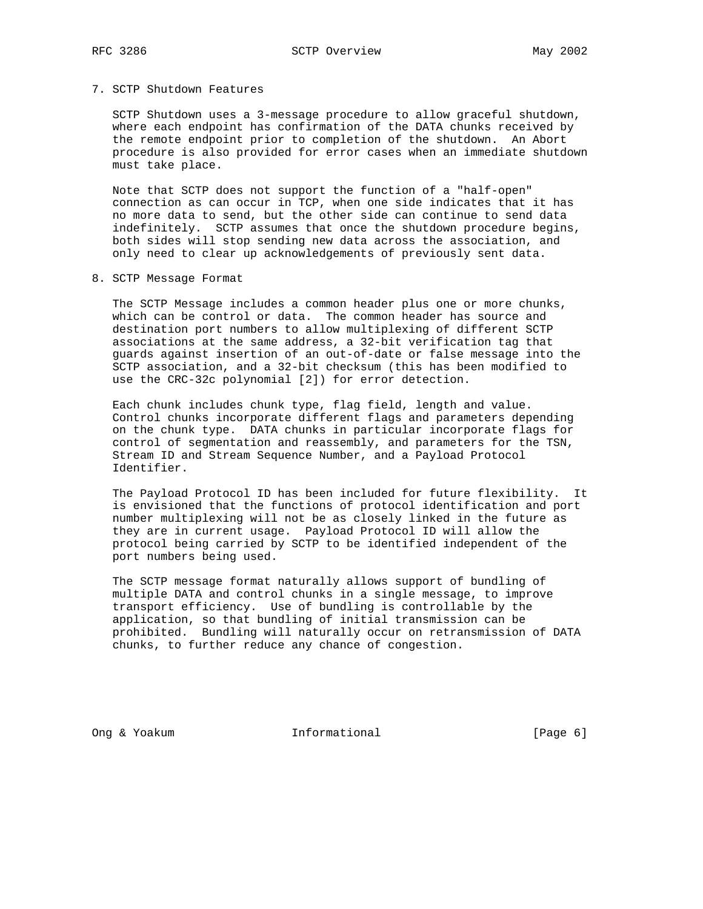## 7. SCTP Shutdown Features

SCTP Shutdown uses a 3-message procedure to allow graceful shutdown, where each endpoint has confirmation of the DATA chunks received by the remote endpoint prior to completion of the shutdown. An Abort procedure is also provided for error cases when an immediate shutdown must take place.

Note that SCTP does not support the function of a "half-open" connection as can occur in TCP, when one side indicates that it has no more data to send, but the other side can continue to send data indefinitely. SCTP assumes that once the shutdown procedure begins, both sides will stop sending new data across the association, and only need to clear up acknowledgements of previously sent data.

## 8. SCTP Message Format

The SCTP Message includes a common header plus one or more chunks, which can be control or data. The common header has source and destination port numbers to allow multiplexing of different SCTP associations at the same address, a 32-bit verification tag that guards against insertion of an out-of-date or false message into the SCTP association, and a 32-bit checksum (this has been modified to use the CRC-32c polynomial [2]) for error detection.

Each chunk includes chunk type, flag field, length and value. Control chunks incorporate different flags and parameters depending on the chunk type. DATA chunks in particular incorporate flags for control of segmentation and reassembly, and parameters for the TSN, Stream ID and Stream Sequence Number, and a Payload Protocol Identifier.

The Payload Protocol ID has been included for future flexibility. It is envisioned that the functions of protocol identification and port number multiplexing will not be as closely linked in the future as they are in current usage. Payload Protocol ID will allow the protocol being carried by SCTP to be identified independent of the port numbers being used.

The SCTP message format naturally allows support of bundling of multiple DATA and control chunks in a single message, to improve transport efficiency. Use of bundling is controllable by the application, so that bundling of initial transmission can be prohibited. Bundling will naturally occur on retransmission of DATA chunks, to further reduce any chance of congestion.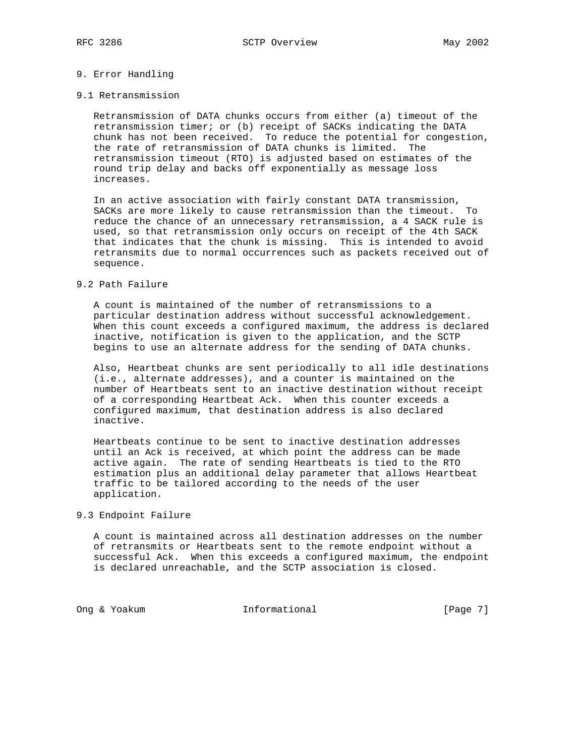## 9. Error Handling

### 9.1 Retransmission

Retransmission of DATA chunks occurs from either (a) timeout of the retransmission timer; or (b) receipt of SACKs indicating the DATA chunk has not been received. To reduce the potential for congestion, the rate of retransmission of DATA chunks is limited. The retransmission timeout (RTO) is adjusted based on estimates of the round trip delay and backs off exponentially as message loss increases.

In an active association with fairly constant DATA transmission, SACKs are more likely to cause retransmission than the timeout. To reduce the chance of an unnecessary retransmission, a 4 SACK rule is used, so that retransmission only occurs on receipt of the 4th SACK that indicates that the chunk is missing. This is intended to avoid retransmits due to normal occurrences such as packets received out of sequence.

### 9.2 Path Failure

A count is maintained of the number of retransmissions to a particular destination address without successful acknowledgement. When this count exceeds a configured maximum, the address is declared inactive, notification is given to the application, and the SCTP begins to use an alternate address for the sending of DATA chunks.

Also, Heartbeat chunks are sent periodically to all idle destinations (i.e., alternate addresses), and a counter is maintained on the number of Heartbeats sent to an inactive destination without receipt of a corresponding Heartbeat Ack. When this counter exceeds a configured maximum, that destination address is also declared inactive.

Heartbeats continue to be sent to inactive destination addresses until an Ack is received, at which point the address can be made active again. The rate of sending Heartbeats is tied to the RTO estimation plus an additional delay parameter that allows Heartbeat traffic to be tailored according to the needs of the user application.

### 9.3 Endpoint Failure

A count is maintained across all destination addresses on the number of retransmits or Heartbeats sent to the remote endpoint without a successful Ack. When this exceeds a configured maximum, the endpoint is declared unreachable, and the SCTP association is closed.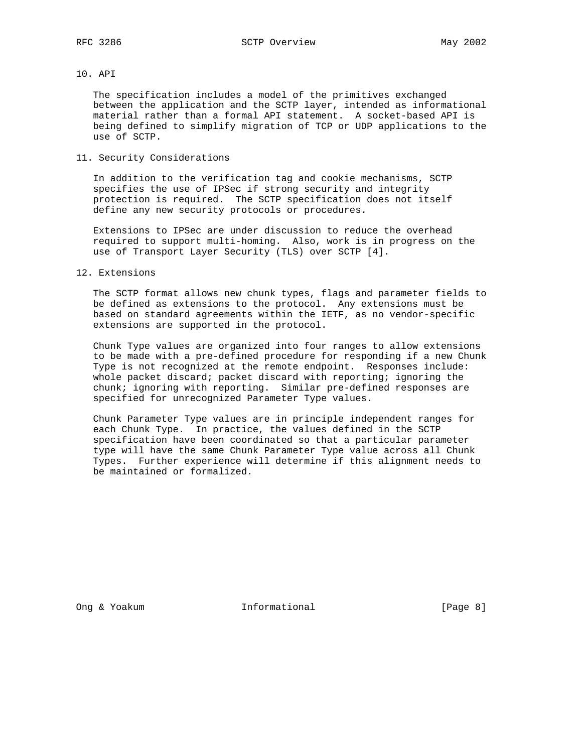## 10. API

The specification includes a model of the primitives exchanged between the application and the SCTP layer, intended as informational material rather than a formal API statement. A socket-based API is being defined to simplify migration of TCP or UDP applications to the use of SCTP.

## 11. Security Considerations

In addition to the verification tag and cookie mechanisms, SCTP specifies the use of IPSec if strong security and integrity protection is required. The SCTP specification does not itself define any new security protocols or procedures.

Extensions to IPSec are under discussion to reduce the overhead required to support multi-homing. Also, work is in progress on the use of Transport Layer Security (TLS) over SCTP [4].

## 12. Extensions

The SCTP format allows new chunk types, flags and parameter fields to be defined as extensions to the protocol. Any extensions must be based on standard agreements within the IETF, as no vendor-specific extensions are supported in the protocol.

Chunk Type values are organized into four ranges to allow extensions to be made with a pre-defined procedure for responding if a new Chunk Type is not recognized at the remote endpoint. Responses include: whole packet discard; packet discard with reporting; ignoring the chunk; ignoring with reporting. Similar pre-defined responses are specified for unrecognized Parameter Type values.

Chunk Parameter Type values are in principle independent ranges for each Chunk Type. In practice, the values defined in the SCTP specification have been coordinated so that a particular parameter type will have the same Chunk Parameter Type value across all Chunk Types. Further experience will determine if this alignment needs to be maintained or formalized.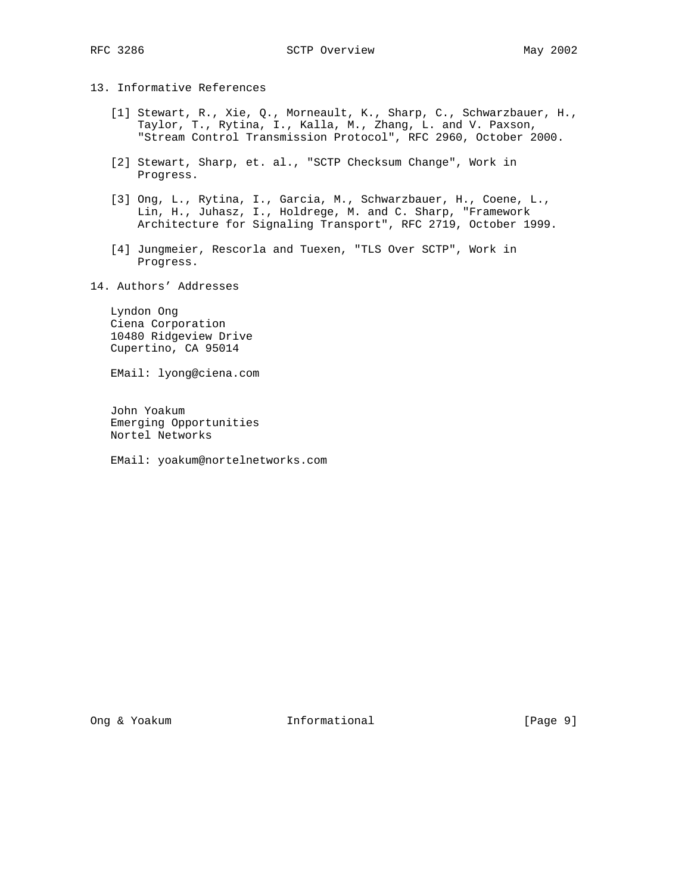## 13. Informative References

[1] Stewart, R., Xie, Q., Morneault, K., Sharp, C., Schwarzbauer, H., Taylor, T., Rytina, I., Kalla, M., Zhang, L. and V. Paxson, "Stream Control Transmission Protocol", RFC 2960, October 2000.

[2] Stewart, Sharp, et. al., "SCTP Checksum Change", Work in Progress.

[3] Ong, L., Rytina, I., Garcia, M., Schwarzbauer, H., Coene, L., Lin, H., Juhasz, I., Holdrege, M. and C. Sharp, "Framework Architecture for Signaling Transport", RFC 2719, October 1999.

[4] Jungmeier, Rescorla and Tuexen, "TLS Over SCTP", Work in Progress.

## 14. Authors' Addresses

Lyndon Ong
Ciena Corporation
10480 Ridgeview Drive
Cupertino, CA 95014

EMail: lyong@ciena.com

John Yoakum
Emerging Opportunities
Nortel Networks

EMail: yoakum@nortelnetworks.com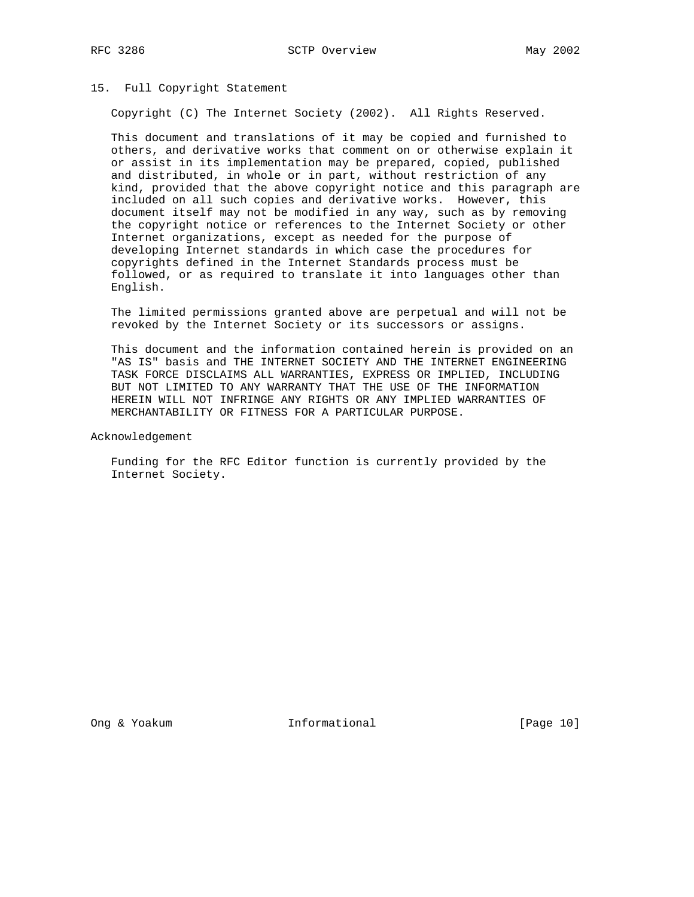## 15. Full Copyright Statement

Copyright (C) The Internet Society (2002). All Rights Reserved.

This document and translations of it may be copied and furnished to others, and derivative works that comment on or otherwise explain it or assist in its implementation may be prepared, copied, published and distributed, in whole or in part, without restriction of any kind, provided that the above copyright notice and this paragraph are included on all such copies and derivative works. However, this document itself may not be modified in any way, such as by removing the copyright notice or references to the Internet Society or other Internet organizations, except as needed for the purpose of developing Internet standards in which case the procedures for copyrights defined in the Internet Standards process must be followed, or as required to translate it into languages other than English.

The limited permissions granted above are perpetual and will not be revoked by the Internet Society or its successors or assigns.

This document and the information contained herein is provided on an "AS IS" basis and THE INTERNET SOCIETY AND THE INTERNET ENGINEERING TASK FORCE DISCLAIMS ALL WARRANTIES, EXPRESS OR IMPLIED, INCLUDING BUT NOT LIMITED TO ANY WARRANTY THAT THE USE OF THE INFORMATION HEREIN WILL NOT INFRINGE ANY RIGHTS OR ANY IMPLIED WARRANTIES OF MERCHANTABILITY OR FITNESS FOR A PARTICULAR PURPOSE.

## Acknowledgement

Funding for the RFC Editor function is currently provided by the Internet Society.